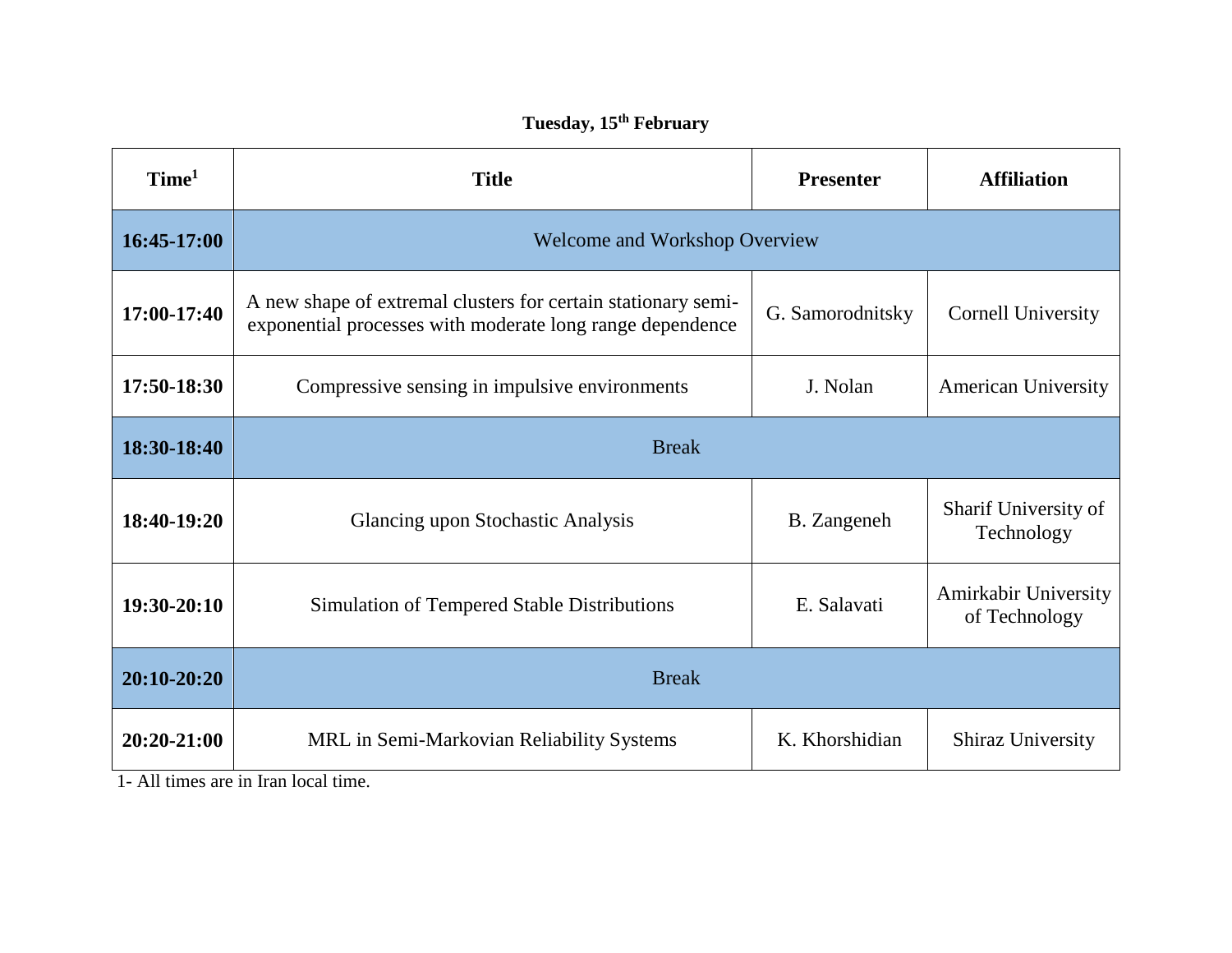**Tuesday, 15th February**

| Time[1] | Title | Presenter | Affiliation |
|---|---|---|---|
| **16:45-17:00** | Welcome and Workshop Overview | | |
| **17:00-17:40** | A new shape of extremal clusters for certain stationary semi-exponential processes with moderate long range dependence | G. Samorodnitsky | Cornell University |
| **17:50-18:30** | Compressive sensing in impulsive environments | J. Nolan | American University |
| **18:30-18:40** | Break | | |
| **18:40-19:20** | Glancing upon Stochastic Analysis | B. Zangeneh | Sharif University of Technology |
| **19:30-20:10** | Simulation of Tempered Stable Distributions | E. Salavati | Amirkabir University of Technology |
| **20:10-20:20** | Break | | |
| **20:20-21:00** | MRL in Semi-Markovian Reliability Systems | K. Khorshidian | Shiraz University |

1- All times are in Iran local time.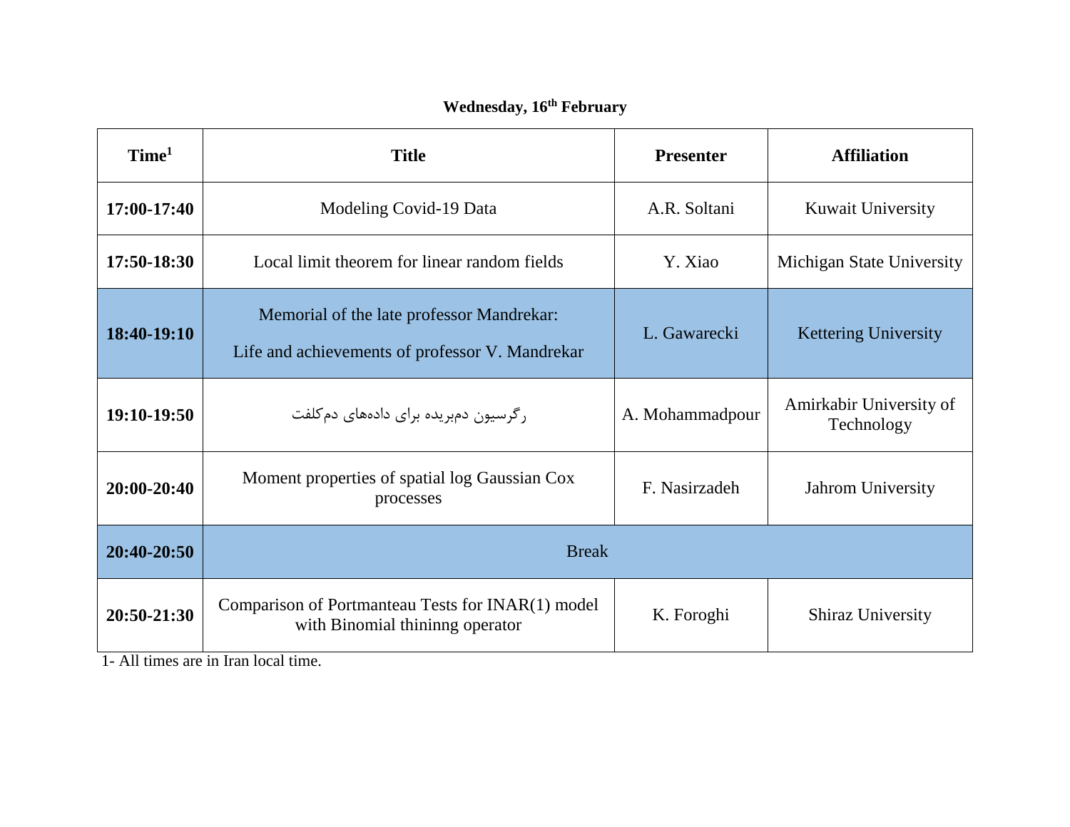**Wednesday, 16th February**

| Time[1] | Title | Presenter | Affiliation |
|---|---|---|---|
| **17:00-17:40** | Modeling Covid-19 Data | A.R. Soltani | Kuwait University |
| **17:50-18:30** | Local limit theorem for linear random fields | Y. Xiao | Michigan State University |
| **18:40-19:10** | Memorial of the late professor Mandrekar: Life and achievements of professor V. Mandrekar | L. Gawarecki | Kettering University |
| **19:10-19:50** | رگرسیون دم‌بریده برای داده‌های دم‌کلفت | A. Mohammadpour | Amirkabir University of Technology |
| **20:00-20:40** | Moment properties of spatial log Gaussian Cox processes | F. Nasirzadeh | Jahrom University |
| **20:40-20:50** | Break | | |
| **20:50-21:30** | Comparison of Portmanteau Tests for INAR(1) model with Binomial thininng operator | K. Foroghi | Shiraz University |

1- All times are in Iran local time.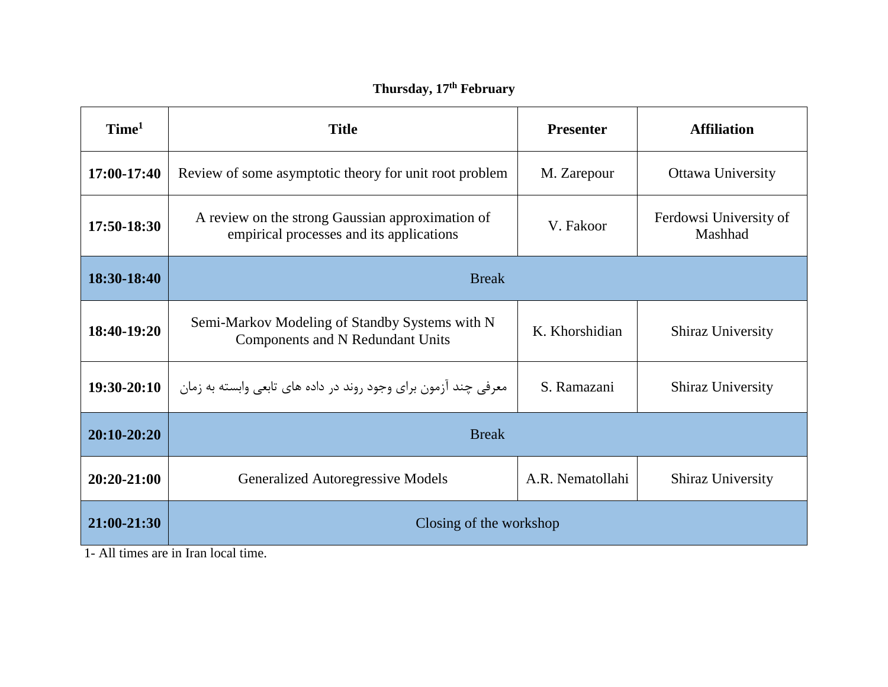**Thursday, 17th February**

| Time[1] | Title | Presenter | Affiliation |
|---|---|---|---|
| **17:00-17:40** | Review of some asymptotic theory for unit root problem | M. Zarepour | Ottawa University |
| **17:50-18:30** | A review on the strong Gaussian approximation of empirical processes and its applications | V. Fakoor | Ferdowsi University of Mashhad |
| **18:30-18:40** | Break | | |
| **18:40-19:20** | Semi-Markov Modeling of Standby Systems with N Components and N Redundant Units | K. Khorshidian | Shiraz University |
| **19:30-20:10** | معرفی چند آزمون برای وجود روند در داده های تابعی وابسته به زمان | S. Ramazani | Shiraz University |
| **20:10-20:20** | Break | | |
| **20:20-21:00** | Generalized Autoregressive Models | A.R. Nematollahi | Shiraz University |
| **21:00-21:30** | Closing of the workshop | | |

1- All times are in Iran local time.